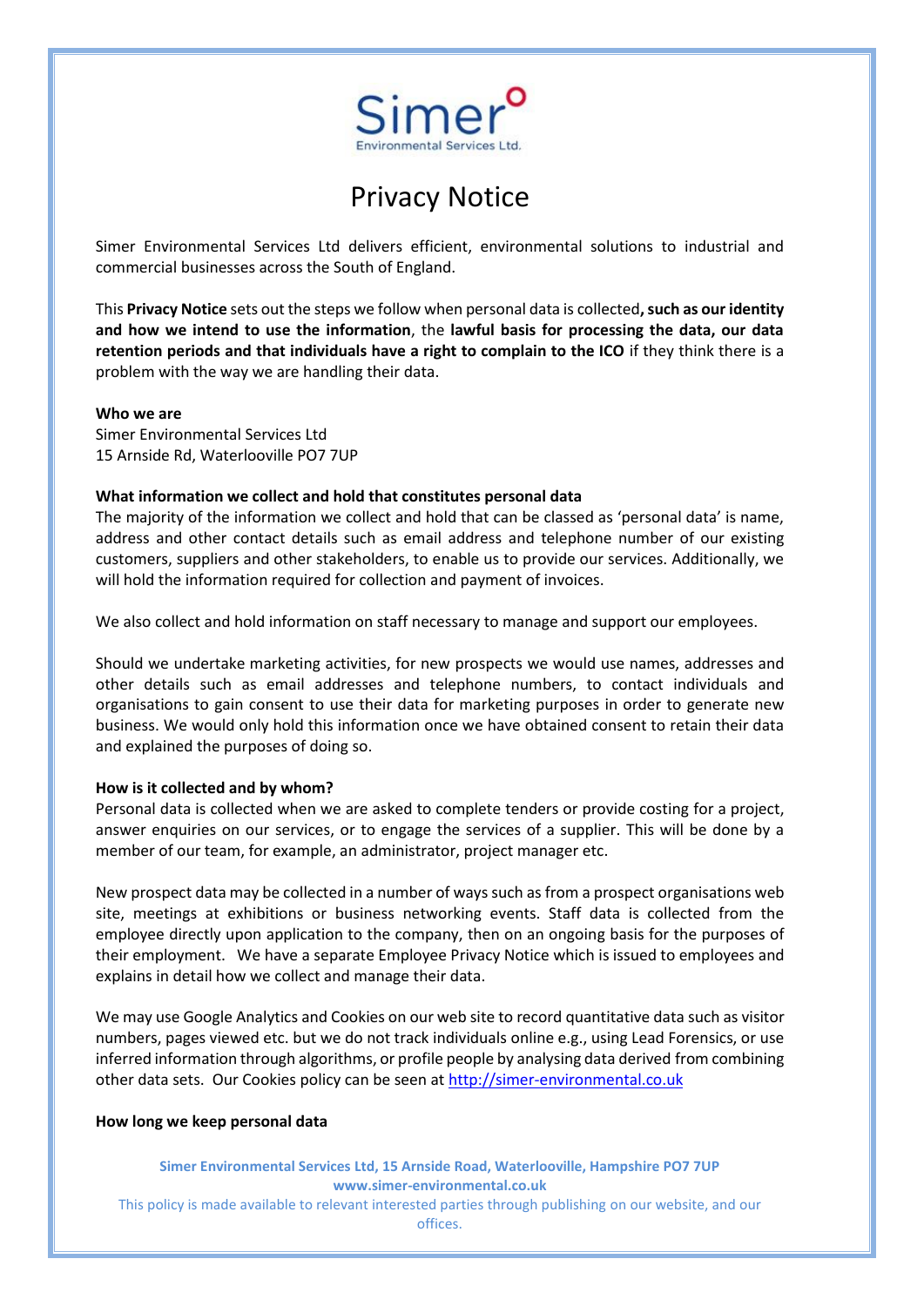Simer Environmental Services Ltd.

# Privacy Notice

Simer Environmental Services Ltd delivers efficient, environmental solutions to industrial and commercial businesses across the South of England.

This **Privacy Notice** sets out the steps we follow when personal data is collected**, such as our identity and how we intend to use the information**, the **lawful basis for processing the data, our data retention periods and that individuals have a right to complain to the ICO** if they think there is a problem with the way we are handling their data.

**Who we are**
Simer Environmental Services Ltd
15 Arnside Rd, Waterlooville PO7 7UP

**What information we collect and hold that constitutes personal data**
The majority of the information we collect and hold that can be classed as 'personal data' is name, address and other contact details such as email address and telephone number of our existing customers, suppliers and other stakeholders, to enable us to provide our services. Additionally, we will hold the information required for collection and payment of invoices.

We also collect and hold information on staff necessary to manage and support our employees.

Should we undertake marketing activities, for new prospects we would use names, addresses and other details such as email addresses and telephone numbers, to contact individuals and organisations to gain consent to use their data for marketing purposes in order to generate new business. We would only hold this information once we have obtained consent to retain their data and explained the purposes of doing so.

**How is it collected and by whom?**
Personal data is collected when we are asked to complete tenders or provide costing for a project, answer enquiries on our services, or to engage the services of a supplier. This will be done by a member of our team, for example, an administrator, project manager etc.

New prospect data may be collected in a number of ways such as from a prospect organisations web site, meetings at exhibitions or business networking events. Staff data is collected from the employee directly upon application to the company, then on an ongoing basis for the purposes of their employment. We have a separate Employee Privacy Notice which is issued to employees and explains in detail how we collect and manage their data.

We may use Google Analytics and Cookies on our web site to record quantitative data such as visitor numbers, pages viewed etc. but we do not track individuals online e.g., using Lead Forensics, or use inferred information through algorithms, or profile people by analysing data derived from combining other data sets. Our Cookies policy can be seen at [http://simer-environmental.co.uk](http://simer-environmental.co.uk)

**How long we keep personal data**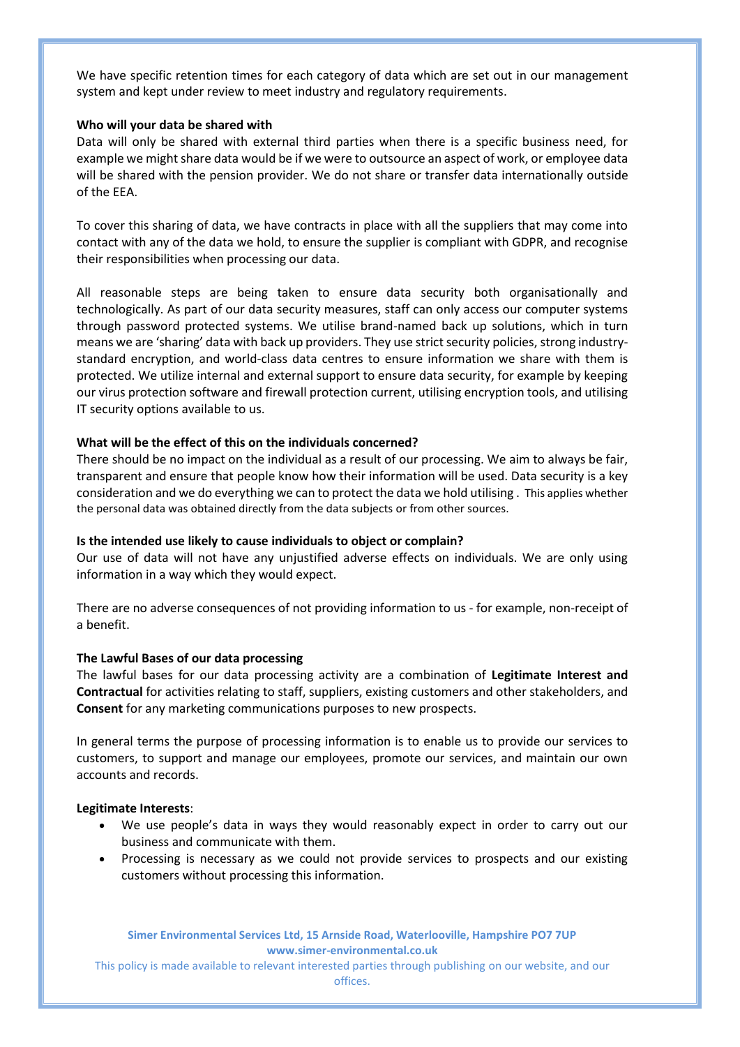We have specific retention times for each category of data which are set out in our management system and kept under review to meet industry and regulatory requirements.

**Who will your data be shared with**

Data will only be shared with external third parties when there is a specific business need, for example we might share data would be if we were to outsource an aspect of work, or employee data will be shared with the pension provider. We do not share or transfer data internationally outside of the EEA.

To cover this sharing of data, we have contracts in place with all the suppliers that may come into contact with any of the data we hold, to ensure the supplier is compliant with GDPR, and recognise their responsibilities when processing our data.

All reasonable steps are being taken to ensure data security both organisationally and technologically. As part of our data security measures, staff can only access our computer systems through password protected systems. We utilise brand-named back up solutions, which in turn means we are 'sharing' data with back up providers. They use strict security policies, strong industry-standard encryption, and world-class data centres to ensure information we share with them is protected. We utilize internal and external support to ensure data security, for example by keeping our virus protection software and firewall protection current, utilising encryption tools, and utilising IT security options available to us.

**What will be the effect of this on the individuals concerned?**

There should be no impact on the individual as a result of our processing. We aim to always be fair, transparent and ensure that people know how their information will be used. Data security is a key consideration and we do everything we can to protect the data we hold utilising . This applies whether the personal data was obtained directly from the data subjects or from other sources.

**Is the intended use likely to cause individuals to object or complain?**

Our use of data will not have any unjustified adverse effects on individuals. We are only using information in a way which they would expect.

There are no adverse consequences of not providing information to us - for example, non-receipt of a benefit.

**The Lawful Bases of our data processing**

The lawful bases for our data processing activity are a combination of **Legitimate Interest and Contractual** for activities relating to staff, suppliers, existing customers and other stakeholders, and **Consent** for any marketing communications purposes to new prospects.

In general terms the purpose of processing information is to enable us to provide our services to customers, to support and manage our employees, promote our services, and maintain our own accounts and records.

**Legitimate Interests**:

- We use people's data in ways they would reasonably expect in order to carry out our business and communicate with them.
- Processing is necessary as we could not provide services to prospects and our existing customers without processing this information.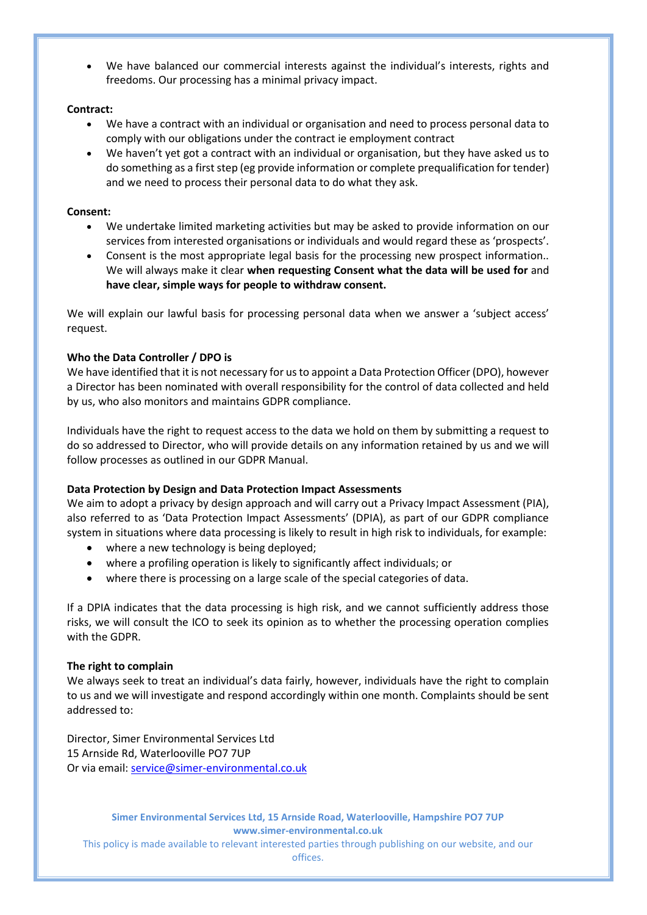- We have balanced our commercial interests against the individual's interests, rights and freedoms. Our processing has a minimal privacy impact.

**Contract:**

- We have a contract with an individual or organisation and need to process personal data to comply with our obligations under the contract ie employment contract
- We haven't yet got a contract with an individual or organisation, but they have asked us to do something as a first step (eg provide information or complete prequalification for tender) and we need to process their personal data to do what they ask.

**Consent:**

- We undertake limited marketing activities but may be asked to provide information on our services from interested organisations or individuals and would regard these as 'prospects'.
- Consent is the most appropriate legal basis for the processing new prospect information.. We will always make it clear **when requesting Consent what the data will be used for** and **have clear, simple ways for people to withdraw consent.**

We will explain our lawful basis for processing personal data when we answer a 'subject access' request.

**Who the Data Controller / DPO is**

We have identified that it is not necessary for us to appoint a Data Protection Officer (DPO), however a Director has been nominated with overall responsibility for the control of data collected and held by us, who also monitors and maintains GDPR compliance.

Individuals have the right to request access to the data we hold on them by submitting a request to do so addressed to Director, who will provide details on any information retained by us and we will follow processes as outlined in our GDPR Manual.

**Data Protection by Design and Data Protection Impact Assessments**

We aim to adopt a privacy by design approach and will carry out a Privacy Impact Assessment (PIA), also referred to as 'Data Protection Impact Assessments' (DPIA), as part of our GDPR compliance system in situations where data processing is likely to result in high risk to individuals, for example:

- where a new technology is being deployed;
- where a profiling operation is likely to significantly affect individuals; or
- where there is processing on a large scale of the special categories of data.

If a DPIA indicates that the data processing is high risk, and we cannot sufficiently address those risks, we will consult the ICO to seek its opinion as to whether the processing operation complies with the GDPR.

**The right to complain**

We always seek to treat an individual's data fairly, however, individuals have the right to complain to us and we will investigate and respond accordingly within one month. Complaints should be sent addressed to:

Director, Simer Environmental Services Ltd
15 Arnside Rd, Waterlooville PO7 7UP
Or via email: service@simer-environmental.co.uk

**Simer Environmental Services Ltd, 15 Arnside Road, Waterlooville, Hampshire PO7 7UP**
**www.simer-environmental.co.uk**
This policy is made available to relevant interested parties through publishing on our website, and our offices.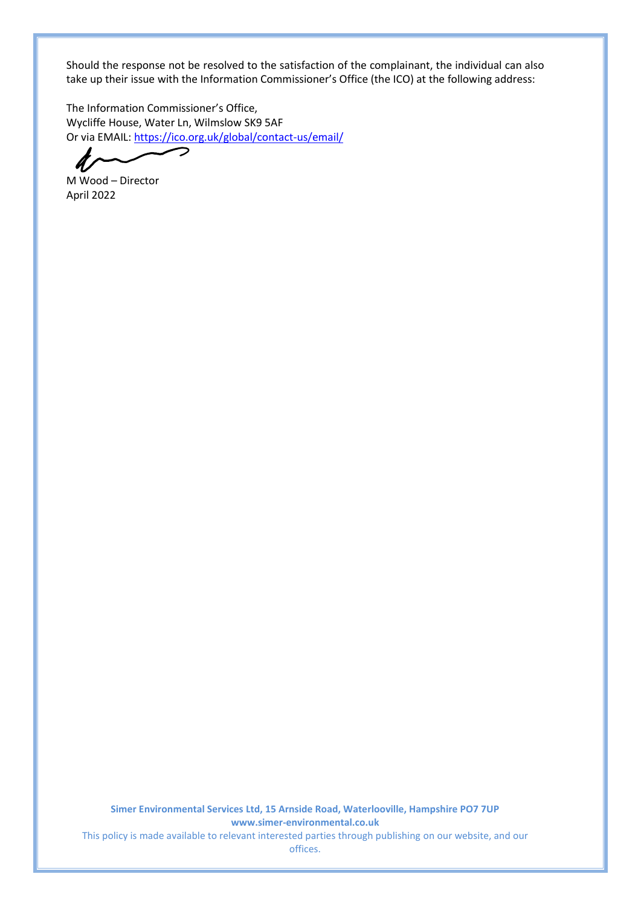Should the response not be resolved to the satisfaction of the complainant, the individual can also take up their issue with the Information Commissioner's Office (the ICO) at the following address:

The Information Commissioner's Office,
Wycliffe House, Water Ln, Wilmslow SK9 5AF
Or via EMAIL: https://ico.org.uk/global/contact-us/email/

M Wood – Director
April 2022

**Simer Environmental Services Ltd, 15 Arnside Road, Waterlooville, Hampshire PO7 7UP**
**www.simer-environmental.co.uk**
This policy is made available to relevant interested parties through publishing on our website, and our offices.